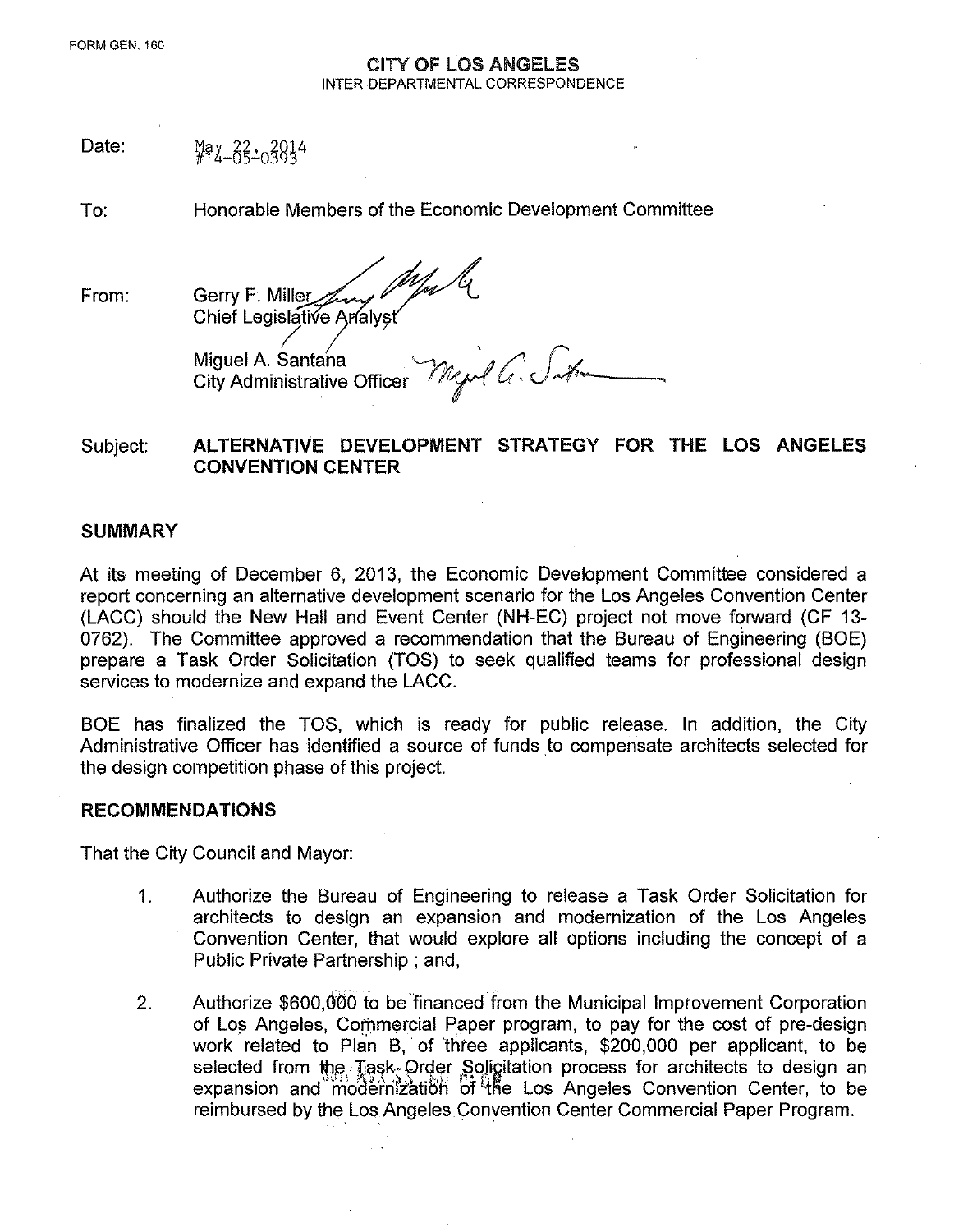FORM GEN. 160

**CITY OF LOS ANGELES**
INTER-DEPARTMENTAL CORRESPONDENCE

Date: May 22, 2014
#14-05-0393

To: Honorable Members of the Economic Development Committee

From: Gerry F. Miller
Chief Legislative Analyst

Miguel A. Santana
City Administrative Officer

Subject: **ALTERNATIVE DEVELOPMENT STRATEGY FOR THE LOS ANGELES CONVENTION CENTER**

## SUMMARY

At its meeting of December 6, 2013, the Economic Development Committee considered a report concerning an alternative development scenario for the Los Angeles Convention Center (LACC) should the New Hall and Event Center (NH-EC) project not move forward (CF 13-0762). The Committee approved a recommendation that the Bureau of Engineering (BOE) prepare a Task Order Solicitation (TOS) to seek qualified teams for professional design services to modernize and expand the LACC.

BOE has finalized the TOS, which is ready for public release. In addition, the City Administrative Officer has identified a source of funds to compensate architects selected for the design competition phase of this project.

## RECOMMENDATIONS

That the City Council and Mayor:

1. Authorize the Bureau of Engineering to release a Task Order Solicitation for architects to design an expansion and modernization of the Los Angeles Convention Center, that would explore all options including the concept of a Public Private Partnership ; and,

2. Authorize $600,000 to be financed from the Municipal Improvement Corporation of Los Angeles, Commercial Paper program, to pay for the cost of pre-design work related to Plan B, of three applicants, $200,000 per applicant, to be selected from the Task Order Solicitation process for architects to design an expansion and modernization of the Los Angeles Convention Center, to be reimbursed by the Los Angeles Convention Center Commercial Paper Program.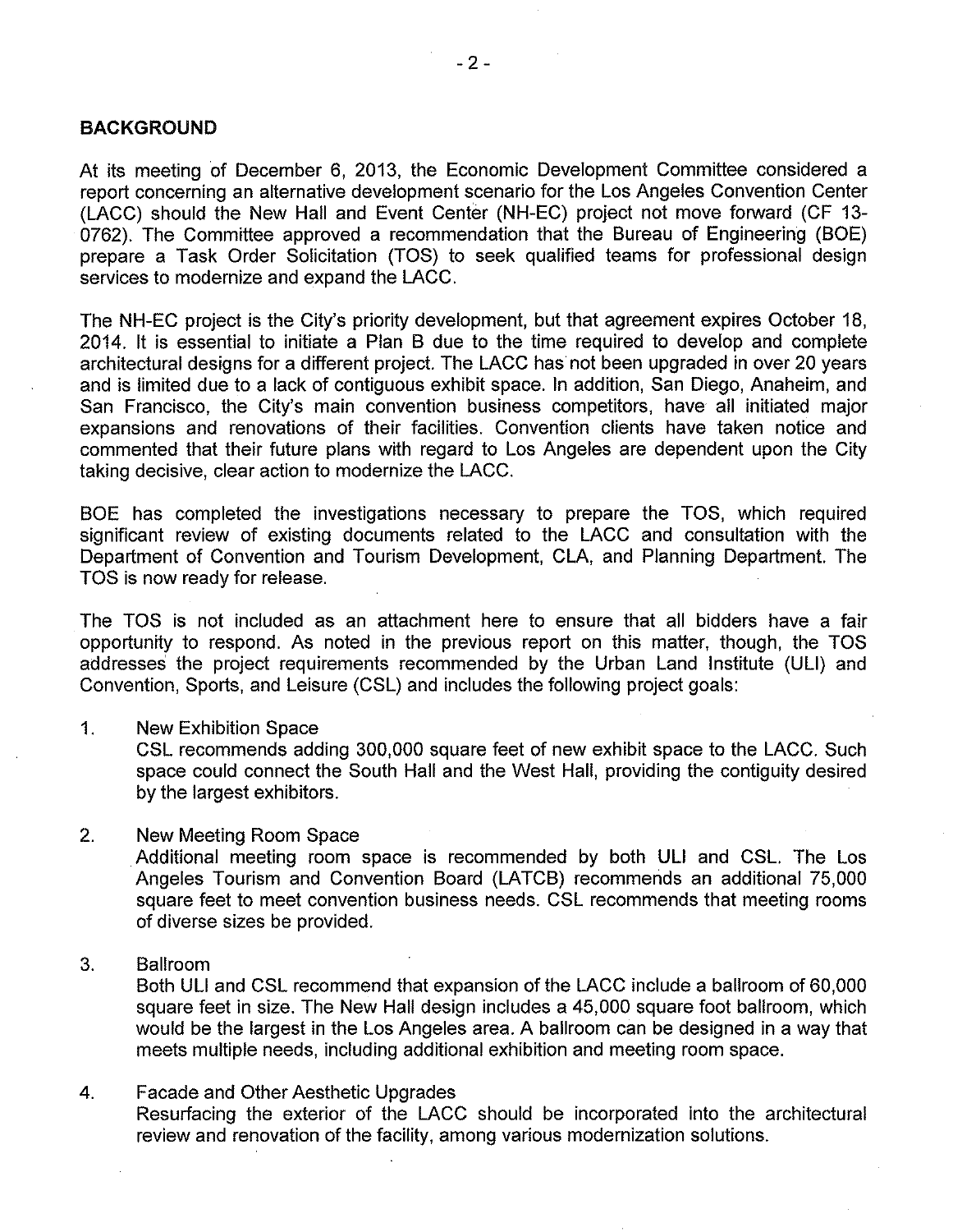## BACKGROUND

At its meeting of December 6, 2013, the Economic Development Committee considered a report concerning an alternative development scenario for the Los Angeles Convention Center (LACC) should the New Hall and Event Center (NH-EC) project not move forward (CF 13-0762). The Committee approved a recommendation that the Bureau of Engineering (BOE) prepare a Task Order Solicitation (TOS) to seek qualified teams for professional design services to modernize and expand the LACC.

The NH-EC project is the City's priority development, but that agreement expires October 18, 2014. It is essential to initiate a Plan B due to the time required to develop and complete architectural designs for a different project. The LACC has not been upgraded in over 20 years and is limited due to a lack of contiguous exhibit space. In addition, San Diego, Anaheim, and San Francisco, the City's main convention business competitors, have all initiated major expansions and renovations of their facilities. Convention clients have taken notice and commented that their future plans with regard to Los Angeles are dependent upon the City taking decisive, clear action to modernize the LACC.

BOE has completed the investigations necessary to prepare the TOS, which required significant review of existing documents related to the LACC and consultation with the Department of Convention and Tourism Development, CLA, and Planning Department. The TOS is now ready for release.

The TOS is not included as an attachment here to ensure that all bidders have a fair opportunity to respond. As noted in the previous report on this matter, though, the TOS addresses the project requirements recommended by the Urban Land Institute (ULI) and Convention, Sports, and Leisure (CSL) and includes the following project goals:

1. New Exhibition Space
   CSL recommends adding 300,000 square feet of new exhibit space to the LACC. Such space could connect the South Hall and the West Hall, providing the contiguity desired by the largest exhibitors.

2. New Meeting Room Space
   Additional meeting room space is recommended by both ULI and CSL. The Los Angeles Tourism and Convention Board (LATCB) recommends an additional 75,000 square feet to meet convention business needs. CSL recommends that meeting rooms of diverse sizes be provided.

3. Ballroom
   Both ULI and CSL recommend that expansion of the LACC include a ballroom of 60,000 square feet in size. The New Hall design includes a 45,000 square foot ballroom, which would be the largest in the Los Angeles area. A ballroom can be designed in a way that meets multiple needs, including additional exhibition and meeting room space.

4. Facade and Other Aesthetic Upgrades
   Resurfacing the exterior of the LACC should be incorporated into the architectural review and renovation of the facility, among various modernization solutions.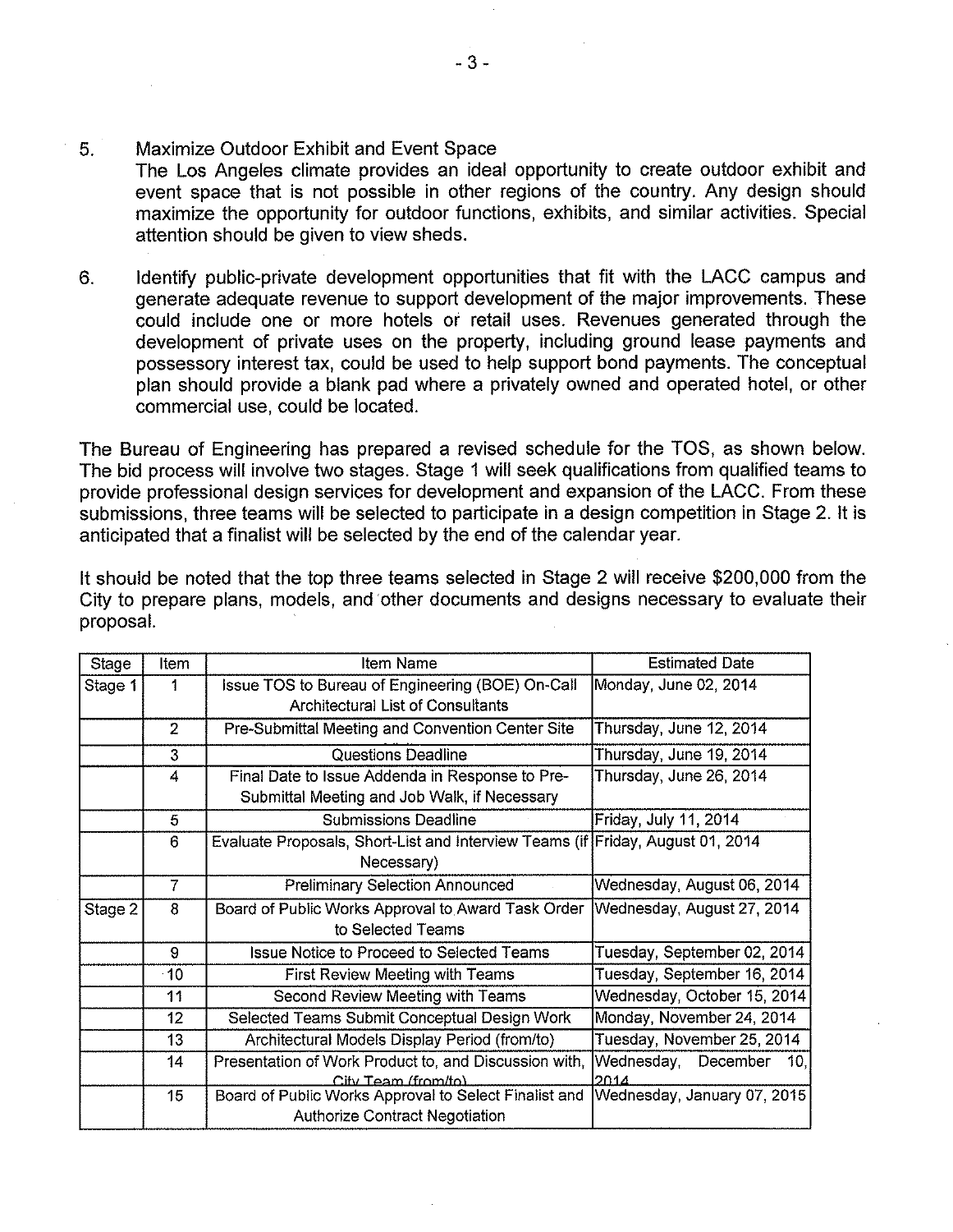5. Maximize Outdoor Exhibit and Event Space
   The Los Angeles climate provides an ideal opportunity to create outdoor exhibit and event space that is not possible in other regions of the country. Any design should maximize the opportunity for outdoor functions, exhibits, and similar activities. Special attention should be given to view sheds.

6. Identify public-private development opportunities that fit with the LACC campus and generate adequate revenue to support development of the major improvements. These could include one or more hotels or retail uses. Revenues generated through the development of private uses on the property, including ground lease payments and possessory interest tax, could be used to help support bond payments. The conceptual plan should provide a blank pad where a privately owned and operated hotel, or other commercial use, could be located.

The Bureau of Engineering has prepared a revised schedule for the TOS, as shown below. The bid process will involve two stages. Stage 1 will seek qualifications from qualified teams to provide professional design services for development and expansion of the LACC. From these submissions, three teams will be selected to participate in a design competition in Stage 2. It is anticipated that a finalist will be selected by the end of the calendar year.

It should be noted that the top three teams selected in Stage 2 will receive $200,000 from the City to prepare plans, models, and other documents and designs necessary to evaluate their proposal.

| Stage | Item | Item Name | Estimated Date |
|---|---|---|---|
| Stage 1 | 1 | Issue TOS to Bureau of Engineering (BOE) On-Call Architectural List of Consultants | Monday, June 02, 2014 |
| | 2 | Pre-Submittal Meeting and Convention Center Site | Thursday, June 12, 2014 |
| | 3 | Questions Deadline | Thursday, June 19, 2014 |
| | 4 | Final Date to Issue Addenda in Response to Pre-Submittal Meeting and Job Walk, if Necessary | Thursday, June 26, 2014 |
| | 5 | Submissions Deadline | Friday, July 11, 2014 |
| | 6 | Evaluate Proposals, Short-List and Interview Teams (if Necessary) | Friday, August 01, 2014 |
| | 7 | Preliminary Selection Announced | Wednesday, August 06, 2014 |
| Stage 2 | 8 | Board of Public Works Approval to Award Task Order to Selected Teams | Wednesday, August 27, 2014 |
| | 9 | Issue Notice to Proceed to Selected Teams | Tuesday, September 02, 2014 |
| | 10 | First Review Meeting with Teams | Tuesday, September 16, 2014 |
| | 11 | Second Review Meeting with Teams | Wednesday, October 15, 2014 |
| | 12 | Selected Teams Submit Conceptual Design Work | Monday, November 24, 2014 |
| | 13 | Architectural Models Display Period (from/to) | Tuesday, November 25, 2014 |
| | 14 | Presentation of Work Product to, and Discussion with, City Team (from/to) | Wednesday, December 10, 2014 |
| | 15 | Board of Public Works Approval to Select Finalist and Authorize Contract Negotiation | Wednesday, January 07, 2015 |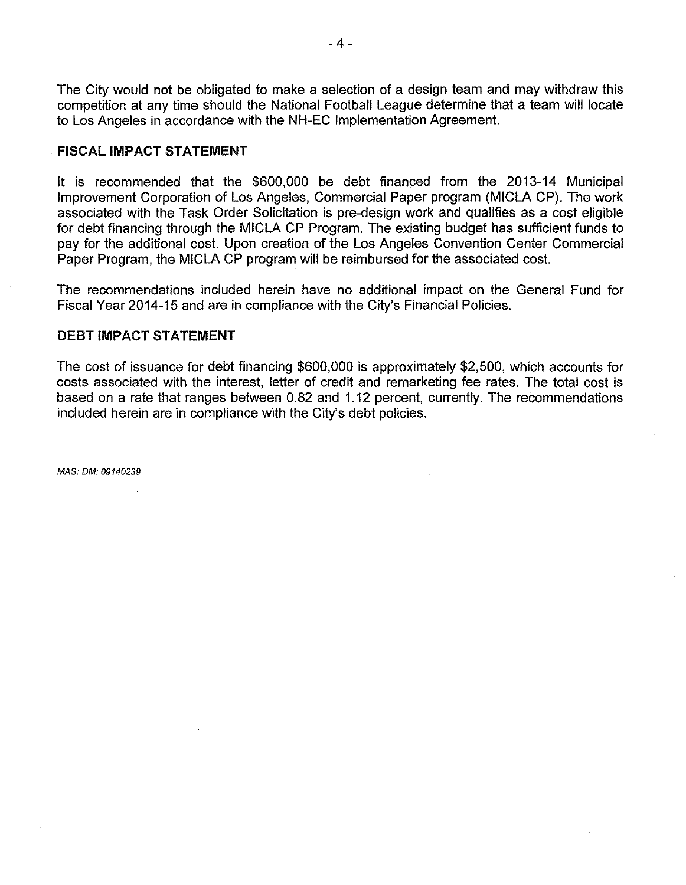The City would not be obligated to make a selection of a design team and may withdraw this competition at any time should the National Football League determine that a team will locate to Los Angeles in accordance with the NH-EC Implementation Agreement.

**FISCAL IMPACT STATEMENT**

It is recommended that the $600,000 be debt financed from the 2013-14 Municipal Improvement Corporation of Los Angeles, Commercial Paper program (MICLA CP). The work associated with the Task Order Solicitation is pre-design work and qualifies as a cost eligible for debt financing through the MICLA CP Program. The existing budget has sufficient funds to pay for the additional cost. Upon creation of the Los Angeles Convention Center Commercial Paper Program, the MICLA CP program will be reimbursed for the associated cost.

The recommendations included herein have no additional impact on the General Fund for Fiscal Year 2014-15 and are in compliance with the City's Financial Policies.

**DEBT IMPACT STATEMENT**

The cost of issuance for debt financing $600,000 is approximately $2,500, which accounts for costs associated with the interest, letter of credit and remarketing fee rates. The total cost is based on a rate that ranges between 0.82 and 1.12 percent, currently. The recommendations included herein are in compliance with the City's debt policies.

*MAS: DM: 09140239*